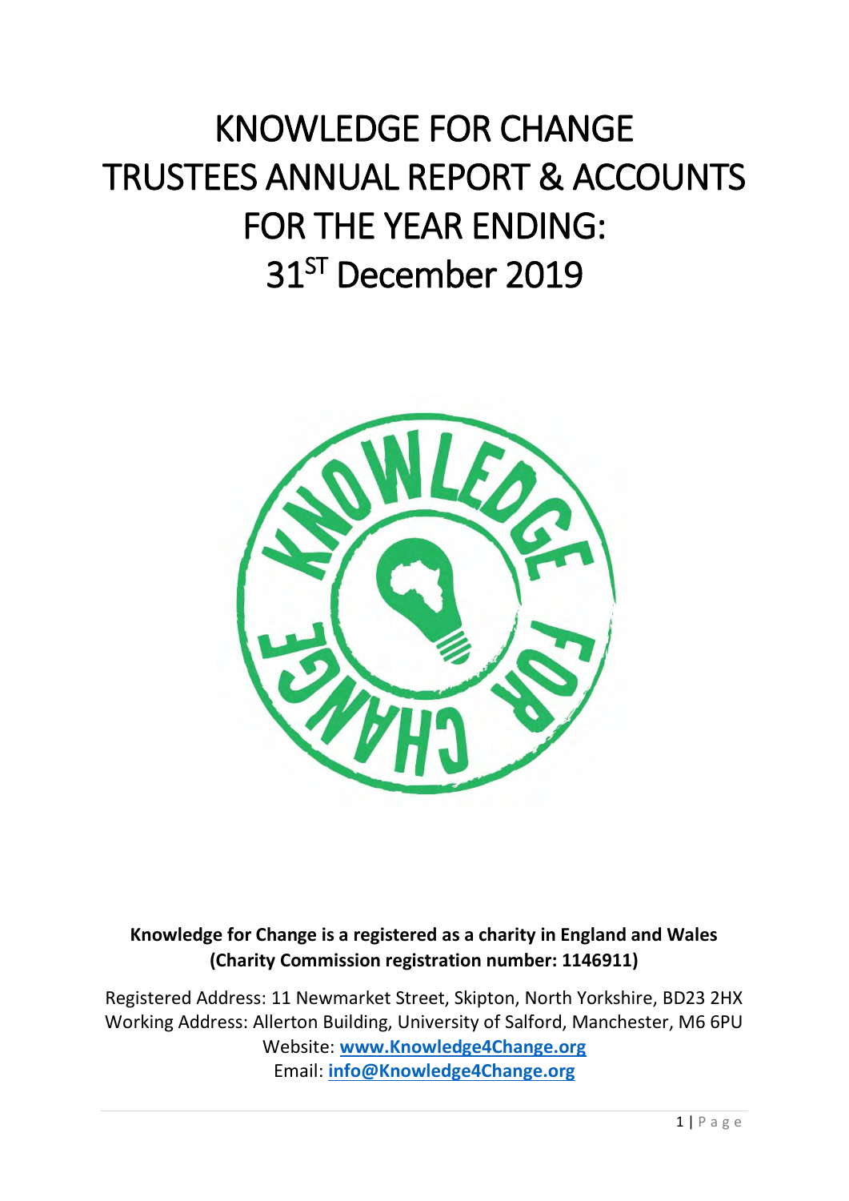# KNOWLEDGE FOR CHANGE TRUSTEES ANNUAL REPORT & ACCOUNTS FOR THE YEAR ENDING: 31ST December 2019

**Knowledge for Change is a registered as a charity in England and Wales (Charity Commission registration number: 1146911)**

Registered Address: 11 Newmarket Street, Skipton, North Yorkshire, BD23 2HX
Working Address: Allerton Building, University of Salford, Manchester, M6 6PU
Website: **www.Knowledge4Change.org**
Email: **info@Knowledge4Change.org**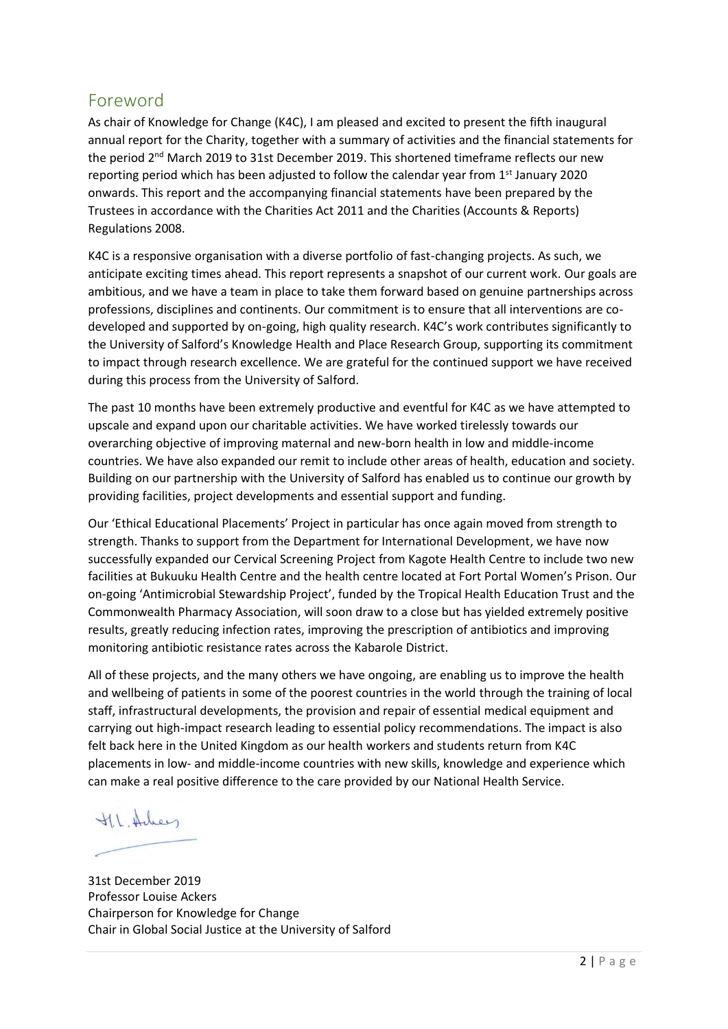## Foreword

As chair of Knowledge for Change (K4C), I am pleased and excited to present the fifth inaugural annual report for the Charity, together with a summary of activities and the financial statements for the period 2nd March 2019 to 31st December 2019. This shortened timeframe reflects our new reporting period which has been adjusted to follow the calendar year from 1st January 2020 onwards. This report and the accompanying financial statements have been prepared by the Trustees in accordance with the Charities Act 2011 and the Charities (Accounts & Reports) Regulations 2008.

K4C is a responsive organisation with a diverse portfolio of fast-changing projects. As such, we anticipate exciting times ahead. This report represents a snapshot of our current work. Our goals are ambitious, and we have a team in place to take them forward based on genuine partnerships across professions, disciplines and continents. Our commitment is to ensure that all interventions are co-developed and supported by on-going, high quality research. K4C's work contributes significantly to the University of Salford's Knowledge Health and Place Research Group, supporting its commitment to impact through research excellence. We are grateful for the continued support we have received during this process from the University of Salford.

The past 10 months have been extremely productive and eventful for K4C as we have attempted to upscale and expand upon our charitable activities. We have worked tirelessly towards our overarching objective of improving maternal and new-born health in low and middle-income countries. We have also expanded our remit to include other areas of health, education and society. Building on our partnership with the University of Salford has enabled us to continue our growth by providing facilities, project developments and essential support and funding.

Our 'Ethical Educational Placements' Project in particular has once again moved from strength to strength. Thanks to support from the Department for International Development, we have now successfully expanded our Cervical Screening Project from Kagote Health Centre to include two new facilities at Bukuuku Health Centre and the health centre located at Fort Portal Women's Prison. Our on-going 'Antimicrobial Stewardship Project', funded by the Tropical Health Education Trust and the Commonwealth Pharmacy Association, will soon draw to a close but has yielded extremely positive results, greatly reducing infection rates, improving the prescription of antibiotics and improving monitoring antibiotic resistance rates across the Kabarole District.

All of these projects, and the many others we have ongoing, are enabling us to improve the health and wellbeing of patients in some of the poorest countries in the world through the training of local staff, infrastructural developments, the provision and repair of essential medical equipment and carrying out high-impact research leading to essential policy recommendations. The impact is also felt back here in the United Kingdom as our health workers and students return from K4C placements in low- and middle-income countries with new skills, knowledge and experience which can make a real positive difference to the care provided by our National Health Service.

H.L. Ackers

31st December 2019
Professor Louise Ackers
Chairperson for Knowledge for Change
Chair in Global Social Justice at the University of Salford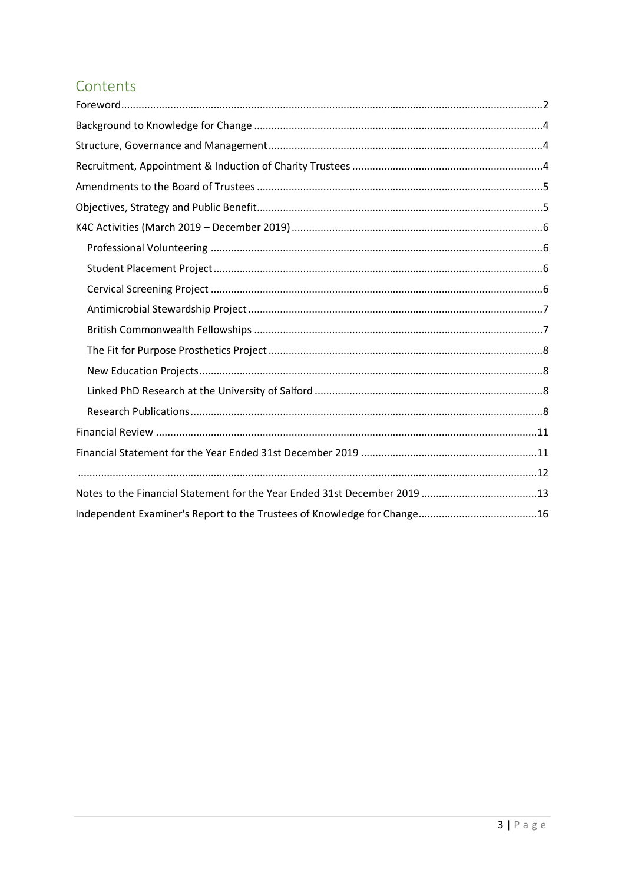## Contents

- Foreword .......... 2
- Background to Knowledge for Change .......... 4
- Structure, Governance and Management .......... 4
- Recruitment, Appointment & Induction of Charity Trustees .......... 4
- Amendments to the Board of Trustees .......... 5
- Objectives, Strategy and Public Benefit .......... 5
- K4C Activities (March 2019 – December 2019) .......... 6
  - Professional Volunteering .......... 6
  - Student Placement Project .......... 6
  - Cervical Screening Project .......... 6
  - Antimicrobial Stewardship Project .......... 7
  - British Commonwealth Fellowships .......... 7
  - The Fit for Purpose Prosthetics Project .......... 8
  - New Education Projects .......... 8
  - Linked PhD Research at the University of Salford .......... 8
  - Research Publications .......... 8
- Financial Review .......... 11
- Financial Statement for the Year Ended 31st December 2019 .......... 11
- .......... 12
- Notes to the Financial Statement for the Year Ended 31st December 2019 .......... 13
- Independent Examiner's Report to the Trustees of Knowledge for Change .......... 16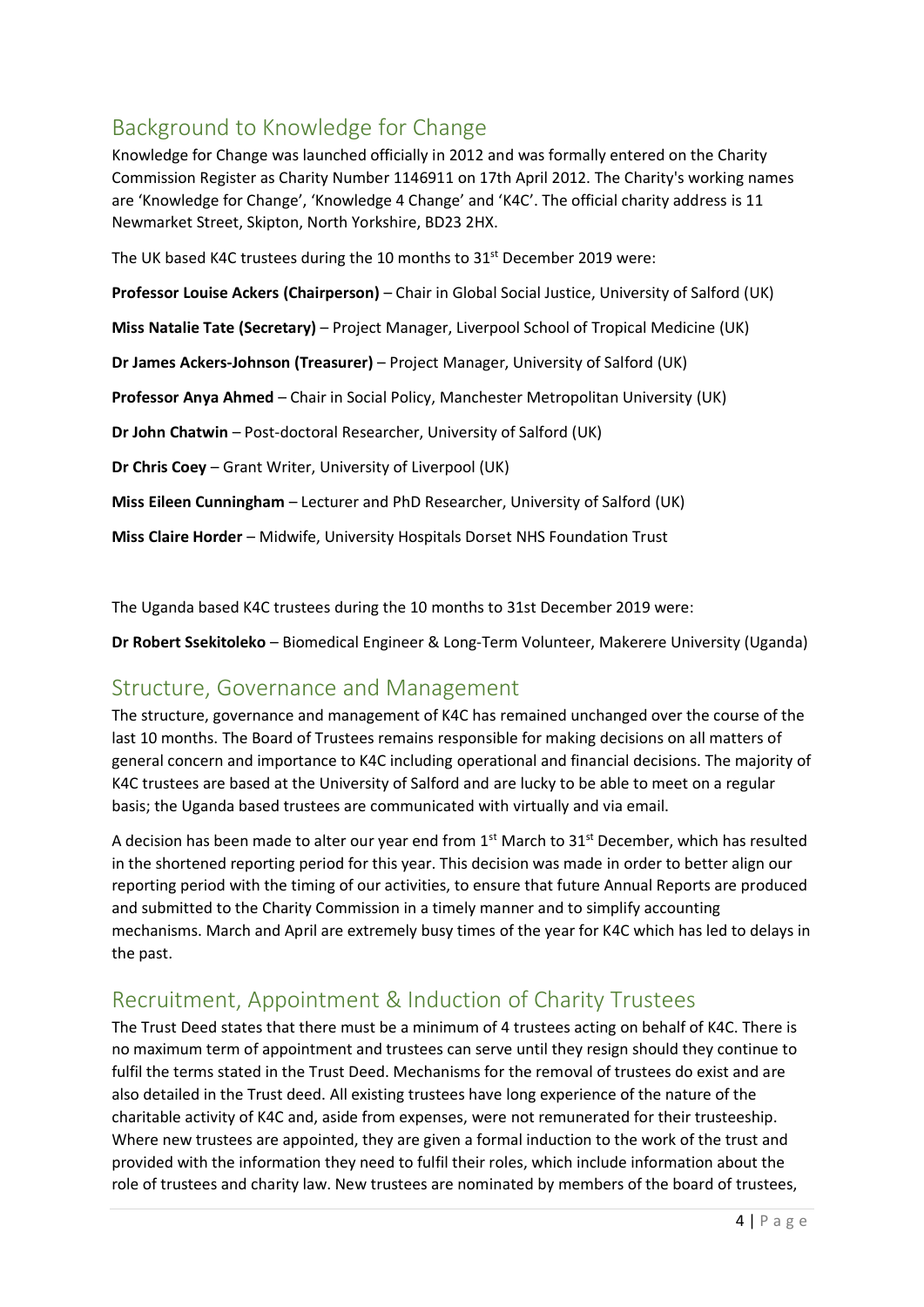## Background to Knowledge for Change

Knowledge for Change was launched officially in 2012 and was formally entered on the Charity Commission Register as Charity Number 1146911 on 17th April 2012. The Charity's working names are 'Knowledge for Change', 'Knowledge 4 Change' and 'K4C'. The official charity address is 11 Newmarket Street, Skipton, North Yorkshire, BD23 2HX.

The UK based K4C trustees during the 10 months to 31st December 2019 were:

**Professor Louise Ackers (Chairperson)** – Chair in Global Social Justice, University of Salford (UK)

**Miss Natalie Tate (Secretary)** – Project Manager, Liverpool School of Tropical Medicine (UK)

**Dr James Ackers-Johnson (Treasurer)** – Project Manager, University of Salford (UK)

**Professor Anya Ahmed** – Chair in Social Policy, Manchester Metropolitan University (UK)

**Dr John Chatwin** – Post-doctoral Researcher, University of Salford (UK)

**Dr Chris Coey** – Grant Writer, University of Liverpool (UK)

**Miss Eileen Cunningham** – Lecturer and PhD Researcher, University of Salford (UK)

**Miss Claire Horder** – Midwife, University Hospitals Dorset NHS Foundation Trust

The Uganda based K4C trustees during the 10 months to 31st December 2019 were:

**Dr Robert Ssekitoleko** – Biomedical Engineer & Long-Term Volunteer, Makerere University (Uganda)

## Structure, Governance and Management

The structure, governance and management of K4C has remained unchanged over the course of the last 10 months. The Board of Trustees remains responsible for making decisions on all matters of general concern and importance to K4C including operational and financial decisions. The majority of K4C trustees are based at the University of Salford and are lucky to be able to meet on a regular basis; the Uganda based trustees are communicated with virtually and via email.

A decision has been made to alter our year end from 1st March to 31st December, which has resulted in the shortened reporting period for this year. This decision was made in order to better align our reporting period with the timing of our activities, to ensure that future Annual Reports are produced and submitted to the Charity Commission in a timely manner and to simplify accounting mechanisms. March and April are extremely busy times of the year for K4C which has led to delays in the past.

## Recruitment, Appointment & Induction of Charity Trustees

The Trust Deed states that there must be a minimum of 4 trustees acting on behalf of K4C. There is no maximum term of appointment and trustees can serve until they resign should they continue to fulfil the terms stated in the Trust Deed. Mechanisms for the removal of trustees do exist and are also detailed in the Trust deed. All existing trustees have long experience of the nature of the charitable activity of K4C and, aside from expenses, were not remunerated for their trusteeship. Where new trustees are appointed, they are given a formal induction to the work of the trust and provided with the information they need to fulfil their roles, which include information about the role of trustees and charity law. New trustees are nominated by members of the board of trustees,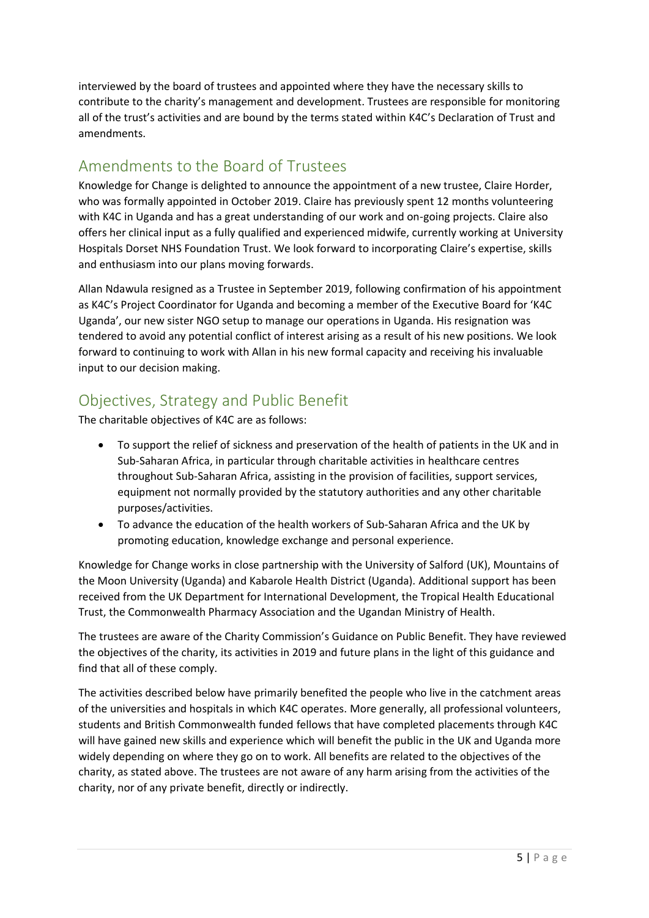interviewed by the board of trustees and appointed where they have the necessary skills to contribute to the charity's management and development. Trustees are responsible for monitoring all of the trust's activities and are bound by the terms stated within K4C's Declaration of Trust and amendments.

## Amendments to the Board of Trustees

Knowledge for Change is delighted to announce the appointment of a new trustee, Claire Horder, who was formally appointed in October 2019. Claire has previously spent 12 months volunteering with K4C in Uganda and has a great understanding of our work and on-going projects. Claire also offers her clinical input as a fully qualified and experienced midwife, currently working at University Hospitals Dorset NHS Foundation Trust. We look forward to incorporating Claire's expertise, skills and enthusiasm into our plans moving forwards.

Allan Ndawula resigned as a Trustee in September 2019, following confirmation of his appointment as K4C's Project Coordinator for Uganda and becoming a member of the Executive Board for 'K4C Uganda', our new sister NGO setup to manage our operations in Uganda. His resignation was tendered to avoid any potential conflict of interest arising as a result of his new positions. We look forward to continuing to work with Allan in his new formal capacity and receiving his invaluable input to our decision making.

## Objectives, Strategy and Public Benefit

The charitable objectives of K4C are as follows:

- To support the relief of sickness and preservation of the health of patients in the UK and in Sub-Saharan Africa, in particular through charitable activities in healthcare centres throughout Sub-Saharan Africa, assisting in the provision of facilities, support services, equipment not normally provided by the statutory authorities and any other charitable purposes/activities.
- To advance the education of the health workers of Sub-Saharan Africa and the UK by promoting education, knowledge exchange and personal experience.

Knowledge for Change works in close partnership with the University of Salford (UK), Mountains of the Moon University (Uganda) and Kabarole Health District (Uganda). Additional support has been received from the UK Department for International Development, the Tropical Health Educational Trust, the Commonwealth Pharmacy Association and the Ugandan Ministry of Health.

The trustees are aware of the Charity Commission's Guidance on Public Benefit. They have reviewed the objectives of the charity, its activities in 2019 and future plans in the light of this guidance and find that all of these comply.

The activities described below have primarily benefited the people who live in the catchment areas of the universities and hospitals in which K4C operates. More generally, all professional volunteers, students and British Commonwealth funded fellows that have completed placements through K4C will have gained new skills and experience which will benefit the public in the UK and Uganda more widely depending on where they go on to work. All benefits are related to the objectives of the charity, as stated above. The trustees are not aware of any harm arising from the activities of the charity, nor of any private benefit, directly or indirectly.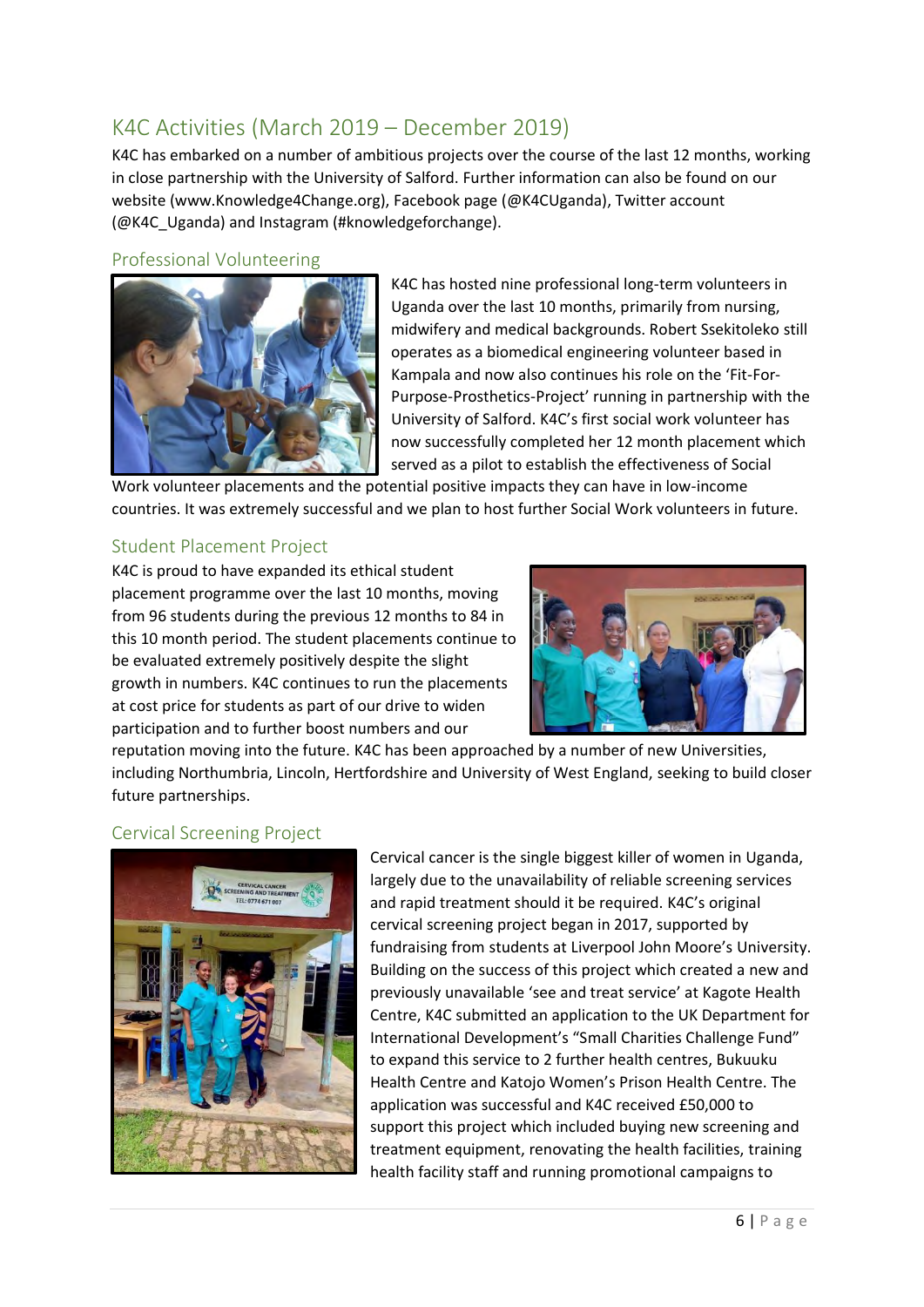## K4C Activities (March 2019 – December 2019)

K4C has embarked on a number of ambitious projects over the course of the last 12 months, working in close partnership with the University of Salford. Further information can also be found on our website (www.Knowledge4Change.org), Facebook page (@K4CUganda), Twitter account (@K4C_Uganda) and Instagram (#knowledgeforchange).

### Professional Volunteering

K4C has hosted nine professional long-term volunteers in Uganda over the last 10 months, primarily from nursing, midwifery and medical backgrounds. Robert Ssekitoleko still operates as a biomedical engineering volunteer based in Kampala and now also continues his role on the 'Fit-For-Purpose-Prosthetics-Project' running in partnership with the University of Salford. K4C's first social work volunteer has now successfully completed her 12 month placement which served as a pilot to establish the effectiveness of Social Work volunteer placements and the potential positive impacts they can have in low-income countries. It was extremely successful and we plan to host further Social Work volunteers in future.

### Student Placement Project

K4C is proud to have expanded its ethical student placement programme over the last 10 months, moving from 96 students during the previous 12 months to 84 in this 10 month period. The student placements continue to be evaluated extremely positively despite the slight growth in numbers. K4C continues to run the placements at cost price for students as part of our drive to widen participation and to further boost numbers and our reputation moving into the future. K4C has been approached by a number of new Universities, including Northumbria, Lincoln, Hertfordshire and University of West England, seeking to build closer future partnerships.

### Cervical Screening Project

Cervical cancer is the single biggest killer of women in Uganda, largely due to the unavailability of reliable screening services and rapid treatment should it be required. K4C's original cervical screening project began in 2017, supported by fundraising from students at Liverpool John Moore's University. Building on the success of this project which created a new and previously unavailable 'see and treat service' at Kagote Health Centre, K4C submitted an application to the UK Department for International Development's "Small Charities Challenge Fund" to expand this service to 2 further health centres, Bukuuku Health Centre and Katojo Women's Prison Health Centre. The application was successful and K4C received £50,000 to support this project which included buying new screening and treatment equipment, renovating the health facilities, training health facility staff and running promotional campaigns to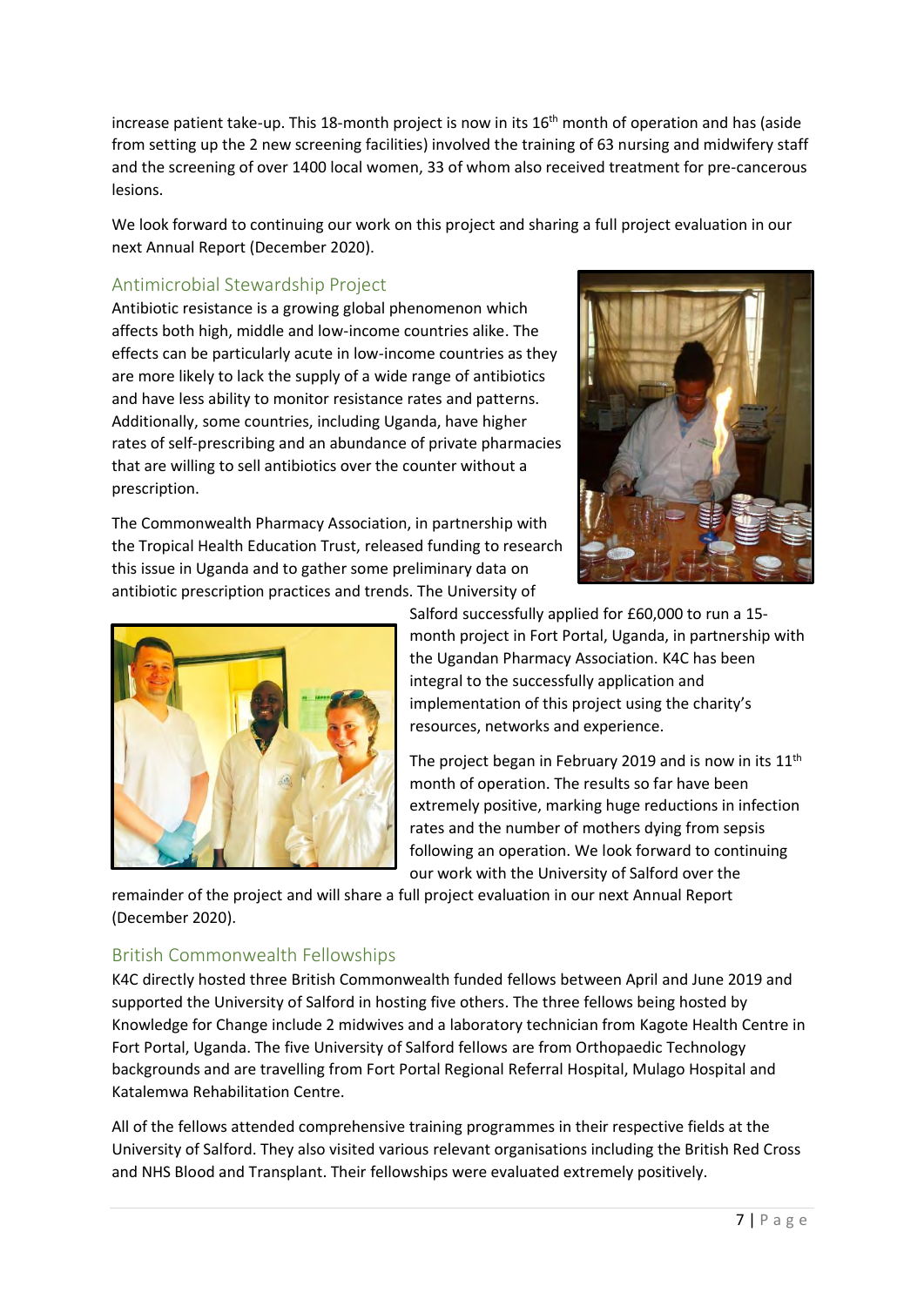increase patient take-up. This 18-month project is now in its 16th month of operation and has (aside from setting up the 2 new screening facilities) involved the training of 63 nursing and midwifery staff and the screening of over 1400 local women, 33 of whom also received treatment for pre-cancerous lesions.

We look forward to continuing our work on this project and sharing a full project evaluation in our next Annual Report (December 2020).

## Antimicrobial Stewardship Project

Antibiotic resistance is a growing global phenomenon which affects both high, middle and low-income countries alike. The effects can be particularly acute in low-income countries as they are more likely to lack the supply of a wide range of antibiotics and have less ability to monitor resistance rates and patterns. Additionally, some countries, including Uganda, have higher rates of self-prescribing and an abundance of private pharmacies that are willing to sell antibiotics over the counter without a prescription.

The Commonwealth Pharmacy Association, in partnership with the Tropical Health Education Trust, released funding to research this issue in Uganda and to gather some preliminary data on antibiotic prescription practices and trends. The University of Salford successfully applied for £60,000 to run a 15-month project in Fort Portal, Uganda, in partnership with the Ugandan Pharmacy Association. K4C has been integral to the successfully application and implementation of this project using the charity's resources, networks and experience.

The project began in February 2019 and is now in its 11th month of operation. The results so far have been extremely positive, marking huge reductions in infection rates and the number of mothers dying from sepsis following an operation. We look forward to continuing our work with the University of Salford over the remainder of the project and will share a full project evaluation in our next Annual Report (December 2020).

## British Commonwealth Fellowships

K4C directly hosted three British Commonwealth funded fellows between April and June 2019 and supported the University of Salford in hosting five others. The three fellows being hosted by Knowledge for Change include 2 midwives and a laboratory technician from Kagote Health Centre in Fort Portal, Uganda. The five University of Salford fellows are from Orthopaedic Technology backgrounds and are travelling from Fort Portal Regional Referral Hospital, Mulago Hospital and Katalemwa Rehabilitation Centre.

All of the fellows attended comprehensive training programmes in their respective fields at the University of Salford. They also visited various relevant organisations including the British Red Cross and NHS Blood and Transplant. Their fellowships were evaluated extremely positively.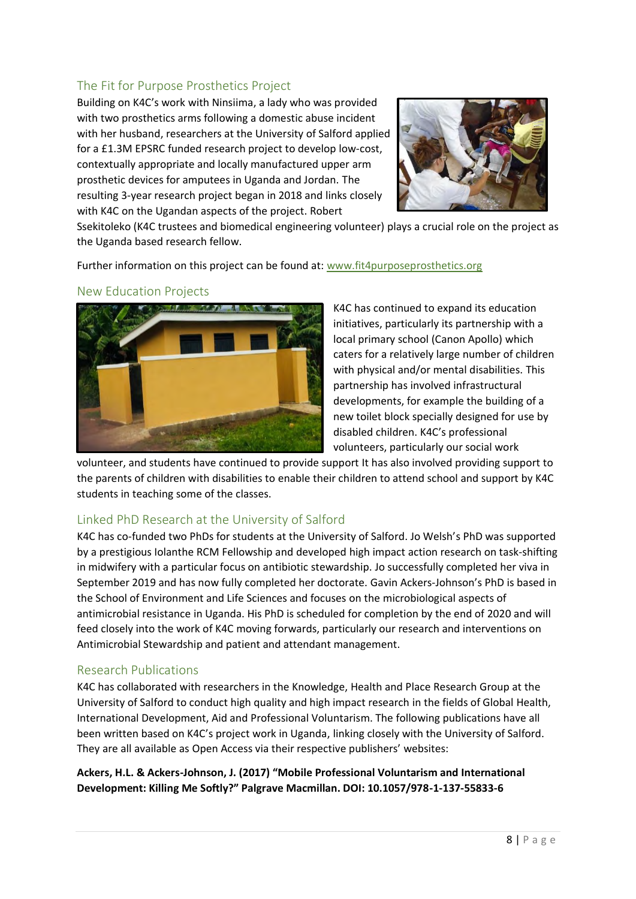## The Fit for Purpose Prosthetics Project

Building on K4C's work with Ninsiima, a lady who was provided with two prosthetics arms following a domestic abuse incident with her husband, researchers at the University of Salford applied for a £1.3M EPSRC funded research project to develop low-cost, contextually appropriate and locally manufactured upper arm prosthetic devices for amputees in Uganda and Jordan. The resulting 3-year research project began in 2018 and links closely with K4C on the Ugandan aspects of the project. Robert Ssekitoleko (K4C trustees and biomedical engineering volunteer) plays a crucial role on the project as the Uganda based research fellow.

Further information on this project can be found at: [www.fit4purposeprosthetics.org](www.fit4purposeprosthetics.org)

## New Education Projects

K4C has continued to expand its education initiatives, particularly its partnership with a local primary school (Canon Apollo) which caters for a relatively large number of children with physical and/or mental disabilities. This partnership has involved infrastructural developments, for example the building of a new toilet block specially designed for use by disabled children. K4C's professional volunteers, particularly our social work volunteer, and students have continued to provide support It has also involved providing support to the parents of children with disabilities to enable their children to attend school and support by K4C students in teaching some of the classes.

## Linked PhD Research at the University of Salford

K4C has co-funded two PhDs for students at the University of Salford. Jo Welsh's PhD was supported by a prestigious Iolanthe RCM Fellowship and developed high impact action research on task-shifting in midwifery with a particular focus on antibiotic stewardship. Jo successfully completed her viva in September 2019 and has now fully completed her doctorate. Gavin Ackers-Johnson's PhD is based in the School of Environment and Life Sciences and focuses on the microbiological aspects of antimicrobial resistance in Uganda. His PhD is scheduled for completion by the end of 2020 and will feed closely into the work of K4C moving forwards, particularly our research and interventions on Antimicrobial Stewardship and patient and attendant management.

## Research Publications

K4C has collaborated with researchers in the Knowledge, Health and Place Research Group at the University of Salford to conduct high quality and high impact research in the fields of Global Health, International Development, Aid and Professional Voluntarism. The following publications have all been written based on K4C's project work in Uganda, linking closely with the University of Salford. They are all available as Open Access via their respective publishers' websites:

**Ackers, H.L. & Ackers-Johnson, J. (2017) "Mobile Professional Voluntarism and International Development: Killing Me Softly?" Palgrave Macmillan. DOI: 10.1057/978-1-137-55833-6**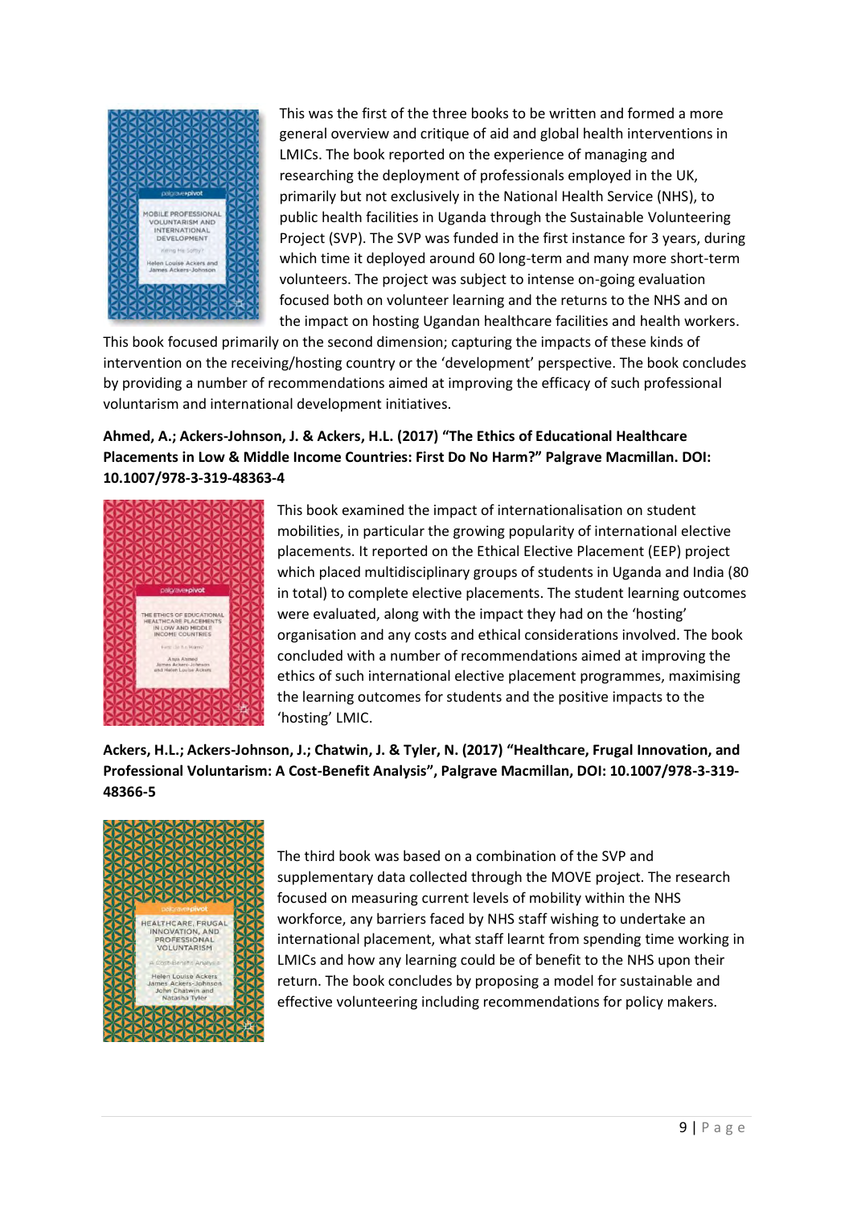This was the first of the three books to be written and formed a more general overview and critique of aid and global health interventions in LMICs. The book reported on the experience of managing and researching the deployment of professionals employed in the UK, primarily but not exclusively in the National Health Service (NHS), to public health facilities in Uganda through the Sustainable Volunteering Project (SVP). The SVP was funded in the first instance for 3 years, during which time it deployed around 60 long-term and many more short-term volunteers. The project was subject to intense on-going evaluation focused both on volunteer learning and the returns to the NHS and on the impact on hosting Ugandan healthcare facilities and health workers. This book focused primarily on the second dimension; capturing the impacts of these kinds of intervention on the receiving/hosting country or the 'development' perspective. The book concludes by providing a number of recommendations aimed at improving the efficacy of such professional voluntarism and international development initiatives.

**Ahmed, A.; Ackers-Johnson, J. & Ackers, H.L. (2017) "The Ethics of Educational Healthcare Placements in Low & Middle Income Countries: First Do No Harm?" Palgrave Macmillan. DOI: 10.1007/978-3-319-48363-4**

This book examined the impact of internationalisation on student mobilities, in particular the growing popularity of international elective placements. It reported on the Ethical Elective Placement (EEP) project which placed multidisciplinary groups of students in Uganda and India (80 in total) to complete elective placements. The student learning outcomes were evaluated, along with the impact they had on the 'hosting' organisation and any costs and ethical considerations involved. The book concluded with a number of recommendations aimed at improving the ethics of such international elective placement programmes, maximising the learning outcomes for students and the positive impacts to the 'hosting' LMIC.

**Ackers, H.L.; Ackers-Johnson, J.; Chatwin, J. & Tyler, N. (2017) "Healthcare, Frugal Innovation, and Professional Voluntarism: A Cost-Benefit Analysis", Palgrave Macmillan, DOI: 10.1007/978-3-319-48366-5**

The third book was based on a combination of the SVP and supplementary data collected through the MOVE project. The research focused on measuring current levels of mobility within the NHS workforce, any barriers faced by NHS staff wishing to undertake an international placement, what staff learnt from spending time working in LMICs and how any learning could be of benefit to the NHS upon their return. The book concludes by proposing a model for sustainable and effective volunteering including recommendations for policy makers.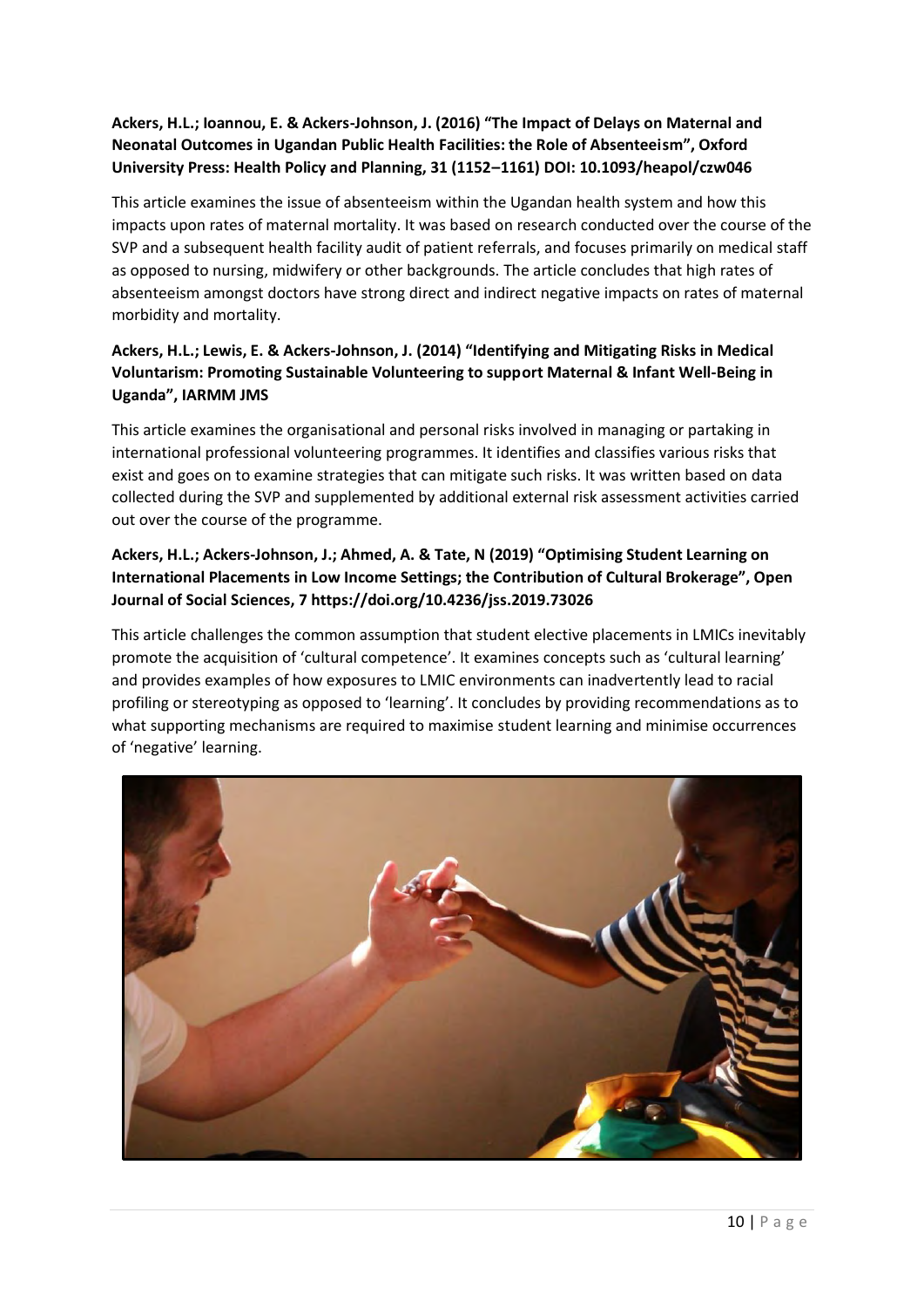**Ackers, H.L.; Ioannou, E. & Ackers-Johnson, J. (2016) "The Impact of Delays on Maternal and Neonatal Outcomes in Ugandan Public Health Facilities: the Role of Absenteeism", Oxford University Press: Health Policy and Planning, 31 (1152–1161) DOI: 10.1093/heapol/czw046**

This article examines the issue of absenteeism within the Ugandan health system and how this impacts upon rates of maternal mortality. It was based on research conducted over the course of the SVP and a subsequent health facility audit of patient referrals, and focuses primarily on medical staff as opposed to nursing, midwifery or other backgrounds. The article concludes that high rates of absenteeism amongst doctors have strong direct and indirect negative impacts on rates of maternal morbidity and mortality.

**Ackers, H.L.; Lewis, E. & Ackers-Johnson, J. (2014) "Identifying and Mitigating Risks in Medical Voluntarism: Promoting Sustainable Volunteering to support Maternal & Infant Well-Being in Uganda", IARMM JMS**

This article examines the organisational and personal risks involved in managing or partaking in international professional volunteering programmes. It identifies and classifies various risks that exist and goes on to examine strategies that can mitigate such risks. It was written based on data collected during the SVP and supplemented by additional external risk assessment activities carried out over the course of the programme.

**Ackers, H.L.; Ackers-Johnson, J.; Ahmed, A. & Tate, N (2019) "Optimising Student Learning on International Placements in Low Income Settings; the Contribution of Cultural Brokerage", Open Journal of Social Sciences, 7 https://doi.org/10.4236/jss.2019.73026**

This article challenges the common assumption that student elective placements in LMICs inevitably promote the acquisition of 'cultural competence'. It examines concepts such as 'cultural learning' and provides examples of how exposures to LMIC environments can inadvertently lead to racial profiling or stereotyping as opposed to 'learning'. It concludes by providing recommendations as to what supporting mechanisms are required to maximise student learning and minimise occurrences of 'negative' learning.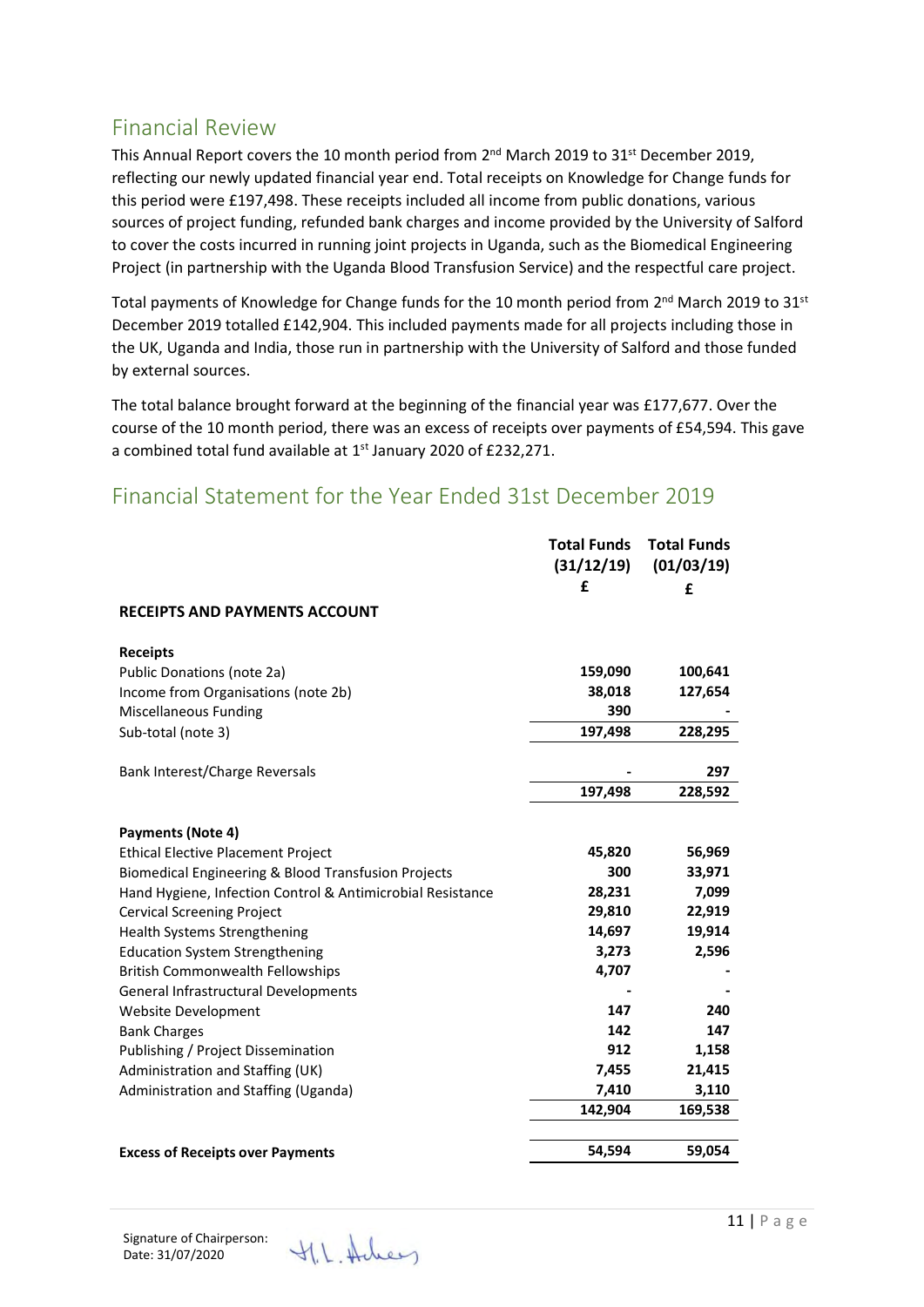## Financial Review

This Annual Report covers the 10 month period from 2nd March 2019 to 31st December 2019, reflecting our newly updated financial year end. Total receipts on Knowledge for Change funds for this period were £197,498. These receipts included all income from public donations, various sources of project funding, refunded bank charges and income provided by the University of Salford to cover the costs incurred in running joint projects in Uganda, such as the Biomedical Engineering Project (in partnership with the Uganda Blood Transfusion Service) and the respectful care project.

Total payments of Knowledge for Change funds for the 10 month period from 2nd March 2019 to 31st December 2019 totalled £142,904. This included payments made for all projects including those in the UK, Uganda and India, those run in partnership with the University of Salford and those funded by external sources.

The total balance brought forward at the beginning of the financial year was £177,677. Over the course of the 10 month period, there was an excess of receipts over payments of £54,594. This gave a combined total fund available at 1st January 2020 of £232,271.

## Financial Statement for the Year Ended 31st December 2019

| | Total Funds (31/12/19) £ | Total Funds (01/03/19) £ |
|---|---|---|
| **RECEIPTS AND PAYMENTS ACCOUNT** | | |
| **Receipts** | | |
| Public Donations (note 2a) | **159,090** | **100,641** |
| Income from Organisations (note 2b) | **38,018** | **127,654** |
| Miscellaneous Funding | **390** | **-** |
| Sub-total (note 3) | **197,498** | **228,295** |
| Bank Interest/Charge Reversals | **-** | **297** |
| | **197,498** | **228,592** |
| **Payments (Note 4)** | | |
| Ethical Elective Placement Project | **45,820** | **56,969** |
| Biomedical Engineering & Blood Transfusion Projects | **300** | **33,971** |
| Hand Hygiene, Infection Control & Antimicrobial Resistance | **28,231** | **7,099** |
| Cervical Screening Project | **29,810** | **22,919** |
| Health Systems Strengthening | **14,697** | **19,914** |
| Education System Strengthening | **3,273** | **2,596** |
| British Commonwealth Fellowships | **4,707** | **-** |
| General Infrastructural Developments | **-** | **-** |
| Website Development | **147** | **240** |
| Bank Charges | **142** | **147** |
| Publishing / Project Dissemination | **912** | **1,158** |
| Administration and Staffing (UK) | **7,455** | **21,415** |
| Administration and Staffing (Uganda) | **7,410** | **3,110** |
| | **142,904** | **169,538** |
| **Excess of Receipts over Payments** | **54,594** | **59,054** |

Signature of Chairperson:
Date: 31/07/2020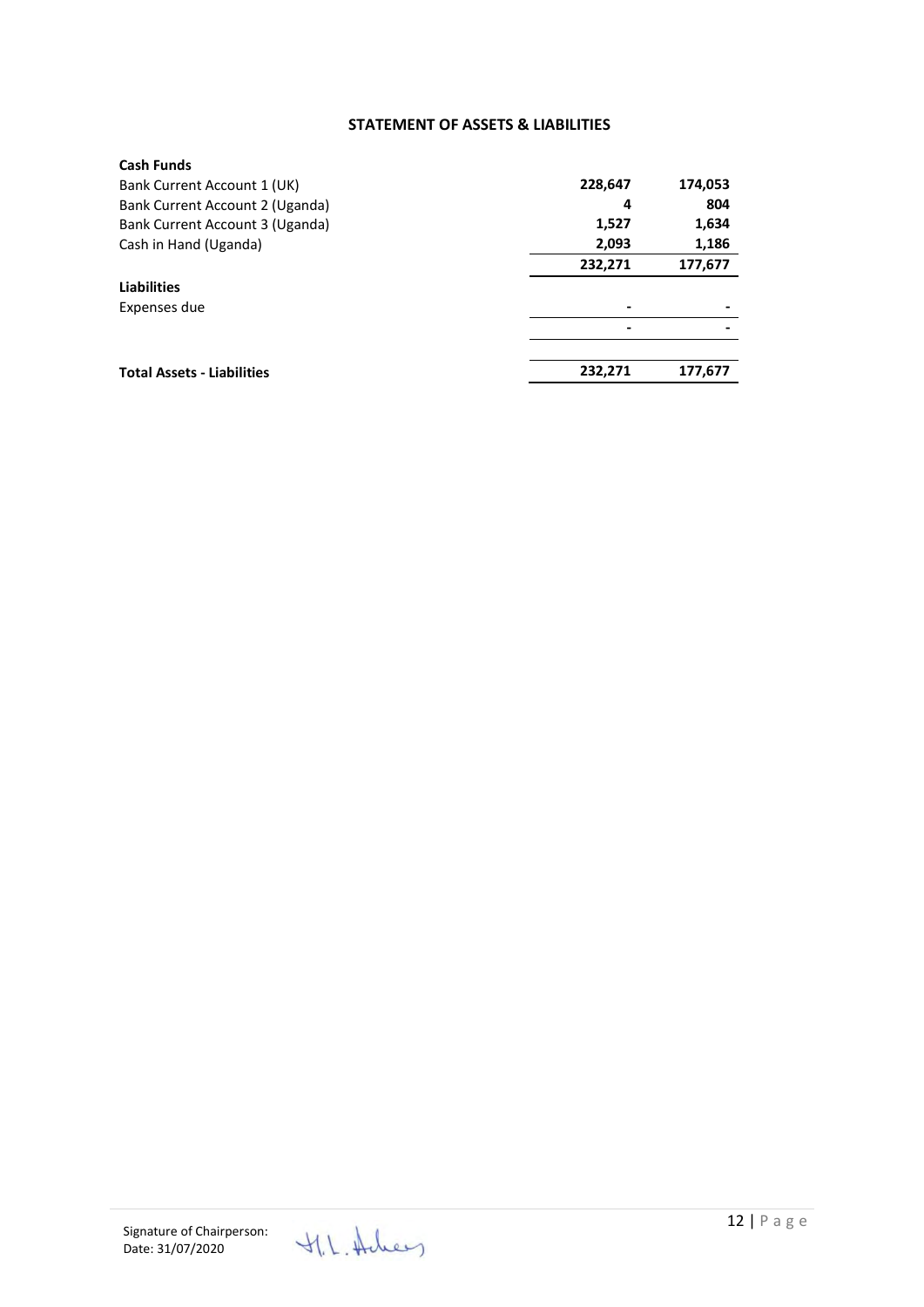## STATEMENT OF ASSETS & LIABILITIES

| | | |
|---|---|---|
| **Cash Funds** | | |
| Bank Current Account 1 (UK) | **228,647** | **174,053** |
| Bank Current Account 2 (Uganda) | **4** | **804** |
| Bank Current Account 3 (Uganda) | **1,527** | **1,634** |
| Cash in Hand (Uganda) | **2,093** | **1,186** |
| | **232,271** | **177,677** |
| **Liabilities** | | |
| Expenses due | - | - |
| | - | - |
| **Total Assets - Liabilities** | **232,271** | **177,677** |

Signature of Chairperson:
Date: 31/07/2020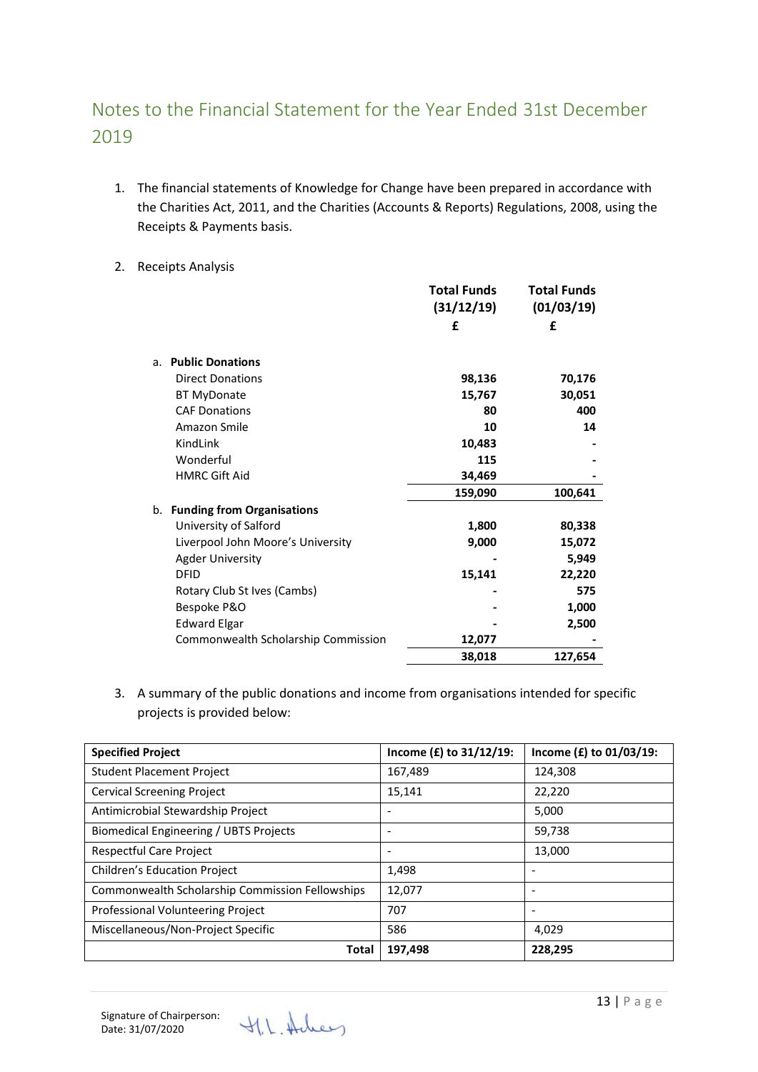## Notes to the Financial Statement for the Year Ended 31st December 2019

1. The financial statements of Knowledge for Change have been prepared in accordance with the Charities Act, 2011, and the Charities (Accounts & Reports) Regulations, 2008, using the Receipts & Payments basis.

2. Receipts Analysis

| | Total Funds (31/12/19) £ | Total Funds (01/03/19) £ |
|---|---|---|
| **a. Public Donations** | | |
| Direct Donations | **98,136** | **70,176** |
| BT MyDonate | **15,767** | **30,051** |
| CAF Donations | **80** | **400** |
| Amazon Smile | **10** | **14** |
| KindLink | **10,483** | **-** |
| Wonderful | **115** | **-** |
| HMRC Gift Aid | **34,469** | **-** |
| | **159,090** | **100,641** |
| **b. Funding from Organisations** | | |
| University of Salford | **1,800** | **80,338** |
| Liverpool John Moore's University | **9,000** | **15,072** |
| Agder University | **-** | **5,949** |
| DFID | **15,141** | **22,220** |
| Rotary Club St Ives (Cambs) | **-** | **575** |
| Bespoke P&O | **-** | **1,000** |
| Edward Elgar | **-** | **2,500** |
| Commonwealth Scholarship Commission | **12,077** | **-** |
| | **38,018** | **127,654** |

3. A summary of the public donations and income from organisations intended for specific projects is provided below:

| **Specified Project** | **Income (£) to 31/12/19:** | **Income (£) to 01/03/19:** |
|---|---|---|
| Student Placement Project | 167,489 | 124,308 |
| Cervical Screening Project | 15,141 | 22,220 |
| Antimicrobial Stewardship Project | - | 5,000 |
| Biomedical Engineering / UBTS Projects | - | 59,738 |
| Respectful Care Project | - | 13,000 |
| Children's Education Project | 1,498 | - |
| Commonwealth Scholarship Commission Fellowships | 12,077 | - |
| Professional Volunteering Project | 707 | - |
| Miscellaneous/Non-Project Specific | 586 | 4,029 |
| **Total** | **197,498** | **228,295** |

Signature of Chairperson:
Date: 31/07/2020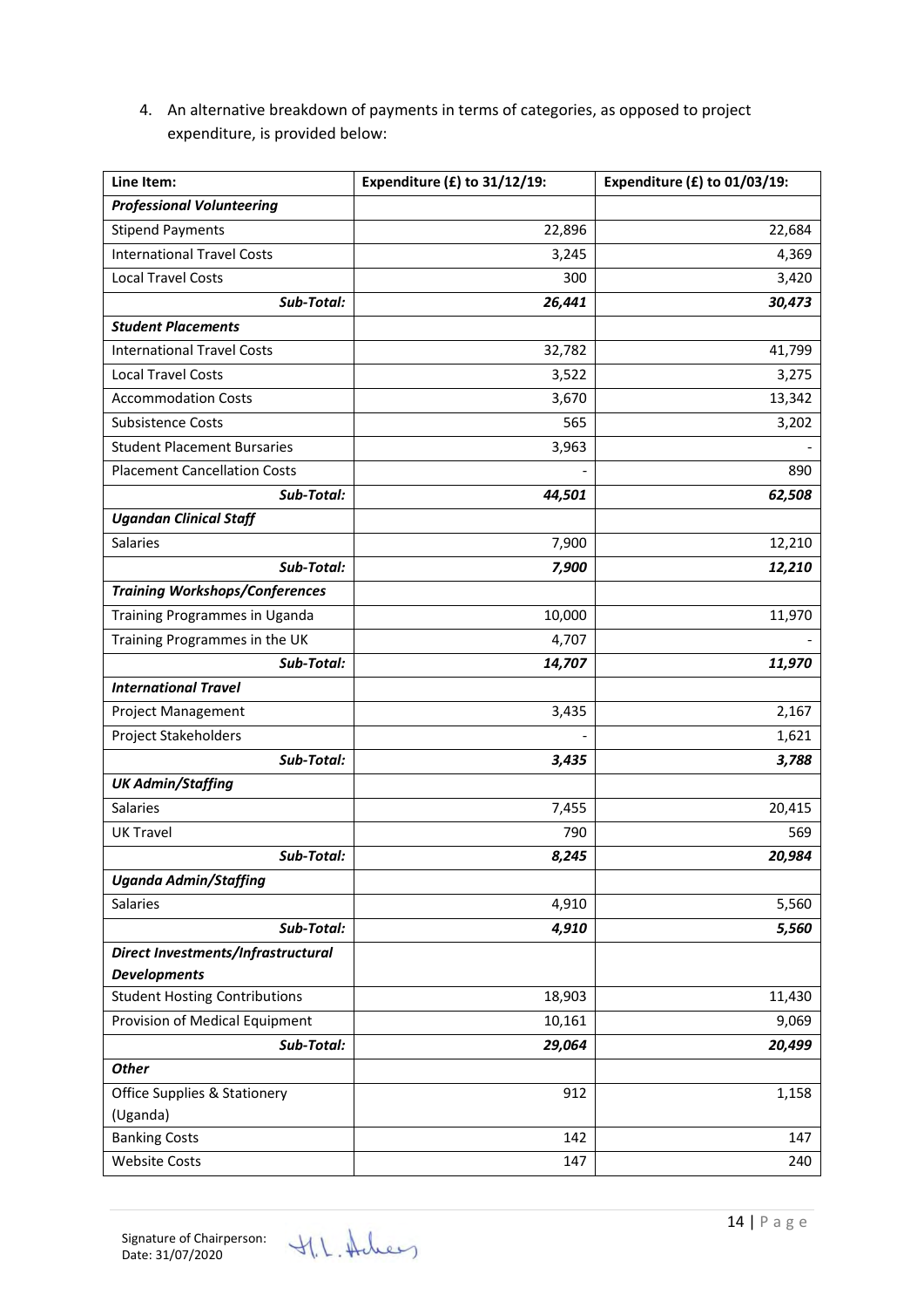4. An alternative breakdown of payments in terms of categories, as opposed to project expenditure, is provided below:

| Line Item: | Expenditure (£) to 31/12/19: | Expenditure (£) to 01/03/19: |
|---|---|---|
| ***Professional Volunteering*** | | |
| Stipend Payments | 22,896 | 22,684 |
| International Travel Costs | 3,245 | 4,369 |
| Local Travel Costs | 300 | 3,420 |
| ***Sub-Total:*** | ***26,441*** | ***30,473*** |
| ***Student Placements*** | | |
| International Travel Costs | 32,782 | 41,799 |
| Local Travel Costs | 3,522 | 3,275 |
| Accommodation Costs | 3,670 | 13,342 |
| Subsistence Costs | 565 | 3,202 |
| Student Placement Bursaries | 3,963 | - |
| Placement Cancellation Costs | - | 890 |
| ***Sub-Total:*** | ***44,501*** | ***62,508*** |
| ***Ugandan Clinical Staff*** | | |
| Salaries | 7,900 | 12,210 |
| ***Sub-Total:*** | ***7,900*** | ***12,210*** |
| ***Training Workshops/Conferences*** | | |
| Training Programmes in Uganda | 10,000 | 11,970 |
| Training Programmes in the UK | 4,707 | - |
| ***Sub-Total:*** | ***14,707*** | ***11,970*** |
| ***International Travel*** | | |
| Project Management | 3,435 | 2,167 |
| Project Stakeholders | - | 1,621 |
| ***Sub-Total:*** | ***3,435*** | ***3,788*** |
| ***UK Admin/Staffing*** | | |
| Salaries | 7,455 | 20,415 |
| UK Travel | 790 | 569 |
| ***Sub-Total:*** | ***8,245*** | ***20,984*** |
| ***Uganda Admin/Staffing*** | | |
| Salaries | 4,910 | 5,560 |
| ***Sub-Total:*** | ***4,910*** | ***5,560*** |
| ***Direct Investments/Infrastructural Developments*** | | |
| Student Hosting Contributions | 18,903 | 11,430 |
| Provision of Medical Equipment | 10,161 | 9,069 |
| ***Sub-Total:*** | ***29,064*** | ***20,499*** |
| ***Other*** | | |
| Office Supplies & Stationery (Uganda) | 912 | 1,158 |
| Banking Costs | 142 | 147 |
| Website Costs | 147 | 240 |

Signature of Chairperson:
Date: 31/07/2020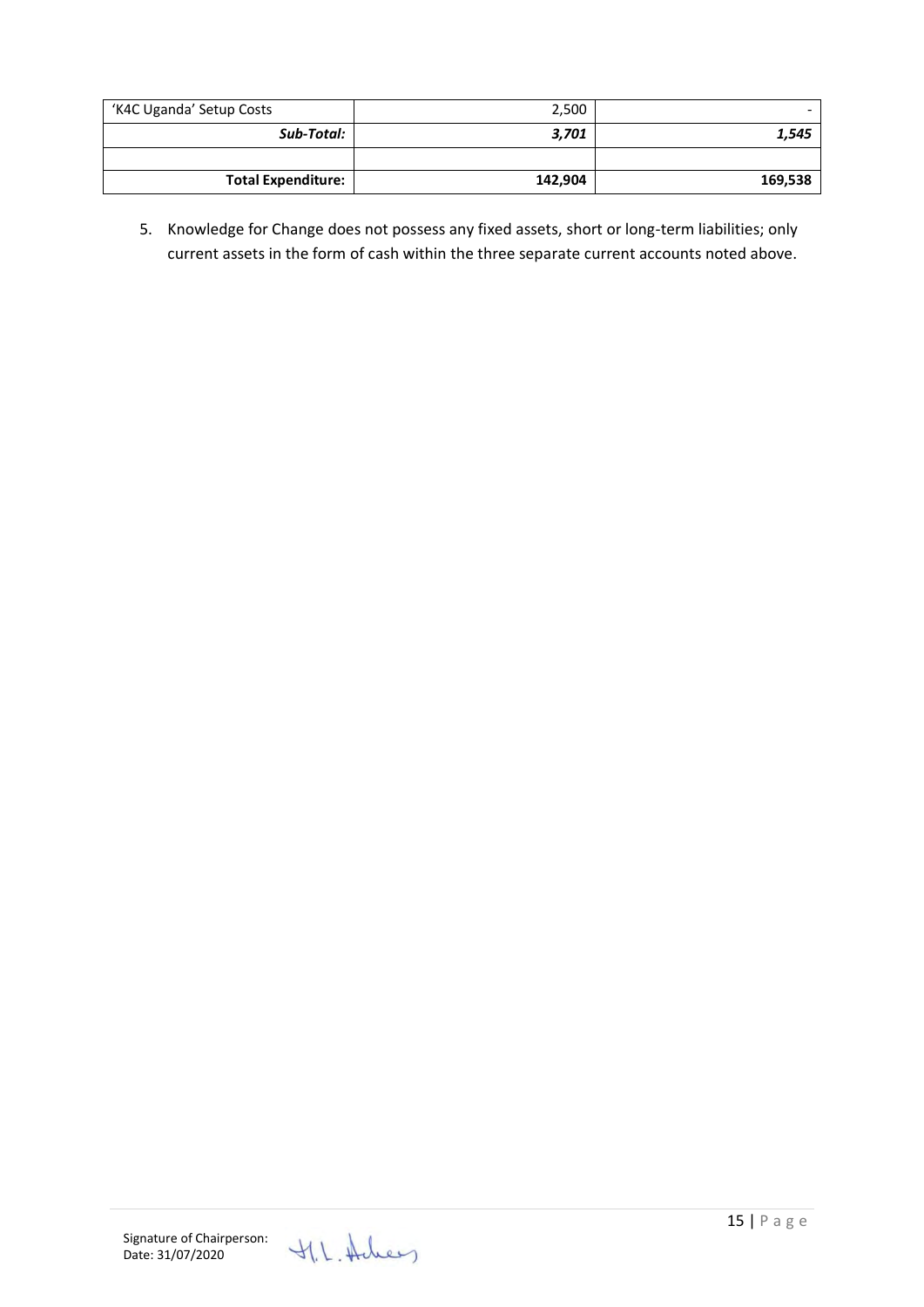| 'K4C Uganda' Setup Costs | 2,500 | - |
|---|---|---|
| ***Sub-Total:*** | ***3,701*** | ***1,545*** |
| | | |
| **Total Expenditure:** | **142,904** | **169,538** |

5. Knowledge for Change does not possess any fixed assets, short or long-term liabilities; only current assets in the form of cash within the three separate current accounts noted above.

Signature of Chairperson:
Date: 31/07/2020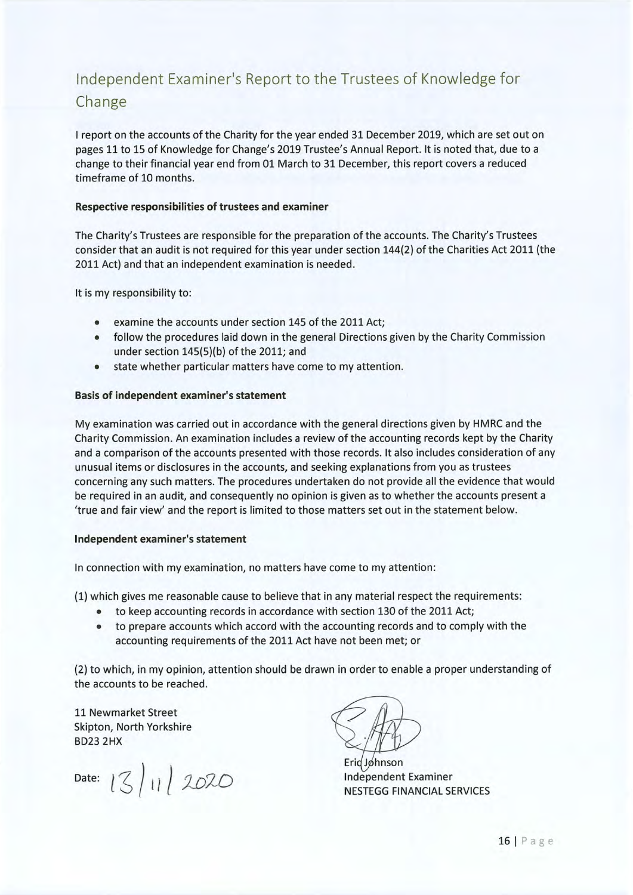# Independent Examiner's Report to the Trustees of Knowledge for Change

I report on the accounts of the Charity for the year ended 31 December 2019, which are set out on pages 11 to 15 of Knowledge for Change's 2019 Trustee's Annual Report. It is noted that, due to a change to their financial year end from 01 March to 31 December, this report covers a reduced timeframe of 10 months.

**Respective responsibilities of trustees and examiner**

The Charity's Trustees are responsible for the preparation of the accounts. The Charity's Trustees consider that an audit is not required for this year under section 144(2) of the Charities Act 2011 (the 2011 Act) and that an independent examination is needed.

It is my responsibility to:

- examine the accounts under section 145 of the 2011 Act;
- follow the procedures laid down in the general Directions given by the Charity Commission under section 145(5)(b) of the 2011; and
- state whether particular matters have come to my attention.

**Basis of independent examiner's statement**

My examination was carried out in accordance with the general directions given by HMRC and the Charity Commission. An examination includes a review of the accounting records kept by the Charity and a comparison of the accounts presented with those records. It also includes consideration of any unusual items or disclosures in the accounts, and seeking explanations from you as trustees concerning any such matters. The procedures undertaken do not provide all the evidence that would be required in an audit, and consequently no opinion is given as to whether the accounts present a 'true and fair view' and the report is limited to those matters set out in the statement below.

**Independent examiner's statement**

In connection with my examination, no matters have come to my attention:

(1) which gives me reasonable cause to believe that in any material respect the requirements:

- to keep accounting records in accordance with section 130 of the 2011 Act;
- to prepare accounts which accord with the accounting records and to comply with the accounting requirements of the 2011 Act have not been met; or

(2) to which, in my opinion, attention should be drawn in order to enable a proper understanding of the accounts to be reached.

11 Newmarket Street
Skipton, North Yorkshire
BD23 2HX

Date: 13/11/2020

Eric Johnson
Independent Examiner
NESTEGG FINANCIAL SERVICES